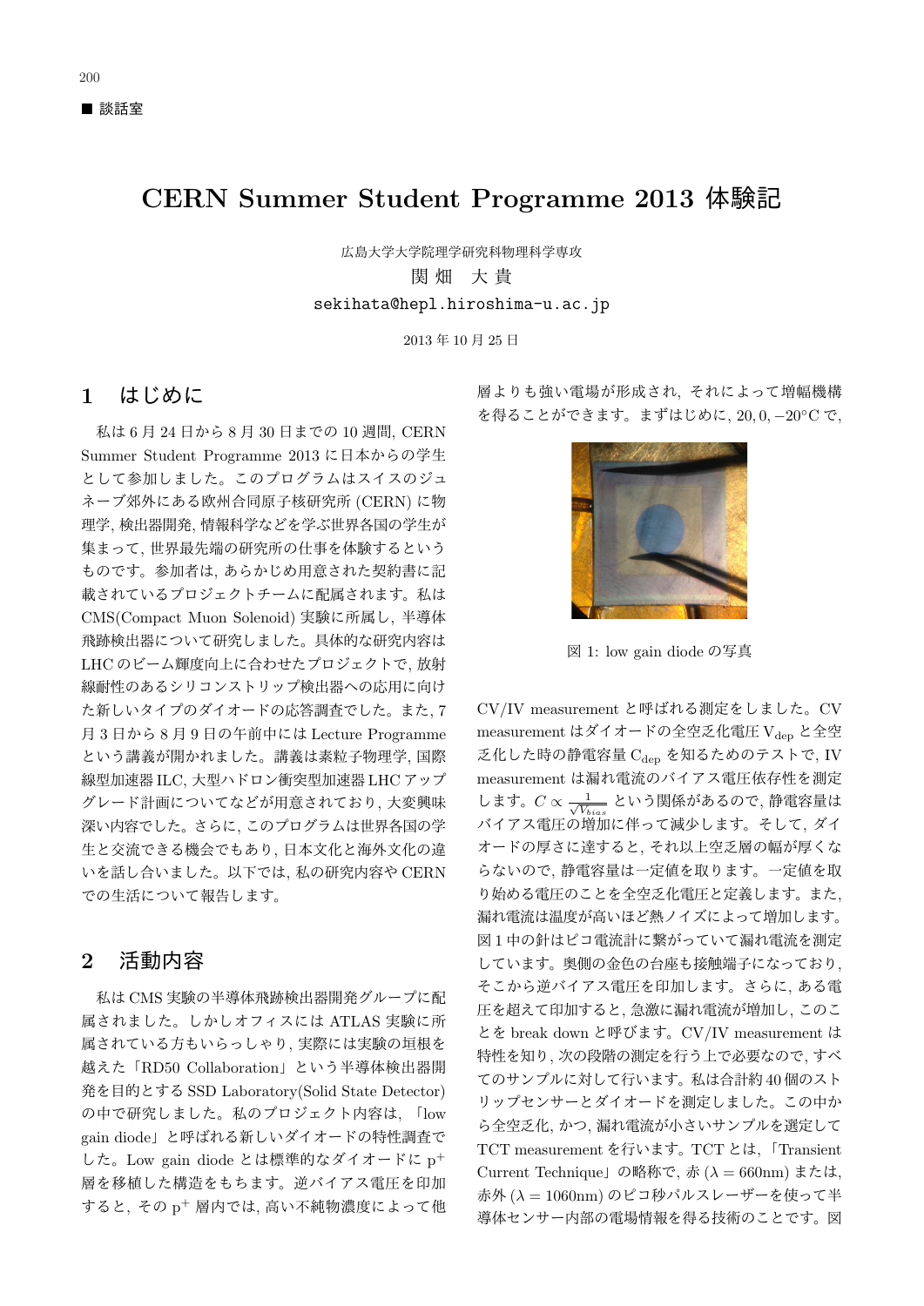■ 談話室

# CERN Summer Student Programme 2013 体験記

広島大学大学院理学研究科物理科学専攻

関畑　大貴

sekihata@hepl.hiroshima-u.ac.jp

2013 年 10 月 25 日

## 1　はじめに

私は 6 月 24 日から 8 月 30 日までの 10 週間, CERN Summer Student Programme 2013 に日本からの学生として参加しました。このプログラムはスイスのジュネーブ郊外にある欧州合同原子核研究所 (CERN) に物理学, 検出器開発, 情報科学などを学ぶ世界各国の学生が集まって, 世界最先端の研究所の仕事を体験するというものです。参加者は, あらかじめ用意された契約書に記載されているプロジェクトチームに配属されます。私は CMS(Compact Muon Solenoid) 実験に所属し, 半導体飛跡検出器について研究しました。具体的な研究内容は LHC のビーム輝度向上に合わせたプロジェクトで, 放射線耐性のあるシリコンストリップ検出器への応用に向けた新しいタイプのダイオードの応答調査でした。また, 7 月 3 日から 8 月 9 日の午前中には Lecture Programme という講義が開かれました。講義は素粒子物理学, 国際線型加速器 ILC, 大型ハドロン衝突型加速器 LHC アップグレード計画についてなどが用意されており, 大変興味深い内容でした。さらに, このプログラムは世界各国の学生と交流できる機会でもあり, 日本文化と海外文化の違いを話し合いました。以下では, 私の研究内容や CERN での生活について報告します。

## 2　活動内容

私は CMS 実験の半導体飛跡検出器開発グループに配属されました。しかしオフィスには ATLAS 実験に所属されている方もいらっしゃり, 実際には実験の垣根を越えた「RD50 Collaboration」という半導体検出器開発を目的とする SSD Laboratory(Solid State Detector) の中で研究しました。私のプロジェクト内容は, 「low gain diode」と呼ばれる新しいダイオードの特性調査でした。Low gain diode とは標準的なダイオードに $p^+$ 層を移植した構造をもちます。逆バイアス電圧を印加すると, その $p^+$ 層内では, 高い不純物濃度によって他層よりも強い電場が形成され, それによって増幅機構を得ることができます。まずはじめに, $20, 0, -20$°C で,

図 1: low gain diode の写真

CV/IV measurement と呼ばれる測定をしました。CV measurement はダイオードの全空乏化電圧 $V_{dep}$ と全空乏化した時の静電容量 $C_{dep}$ を知るためのテストで, IV measurement は漏れ電流のバイアス電圧依存性を測定します。$C \propto \frac{1}{\sqrt{V_{bias}}}$ という関係があるので, 静電容量はバイアス電圧の増加に伴って減少します。そして, ダイオードの厚さに達すると, それ以上空乏層の幅が厚くならないので, 静電容量は一定値を取ります。一定値を取り始める電圧のことを全空乏化電圧と定義します。また, 漏れ電流は温度が高いほど熱ノイズによって増加します。図 1 中の針はピコ電流計に繋がっていて漏れ電流を測定しています。奥側の金色の台座も接触端子になっており, そこから逆バイアス電圧を印加します。さらに, ある電圧を超えて印加すると, 急激に漏れ電流が増加し, このことを break down と呼びます。CV/IV measurement は特性を知り, 次の段階の測定を行う上で必要なので, すべてのサンプルに対して行います。私は合計約 40 個のストリップセンサーとダイオードを測定しました。この中から全空乏化, かつ, 漏れ電流が小さいサンプルを選定して TCT measurement を行います。TCT とは, 「Transient Current Technique」の略称で, 赤 ($\lambda = 660$nm) または, 赤外 ($\lambda = 1060$nm) のピコ秒パルスレーザーを使って半導体センサー内部の電場情報を得る技術のことです。図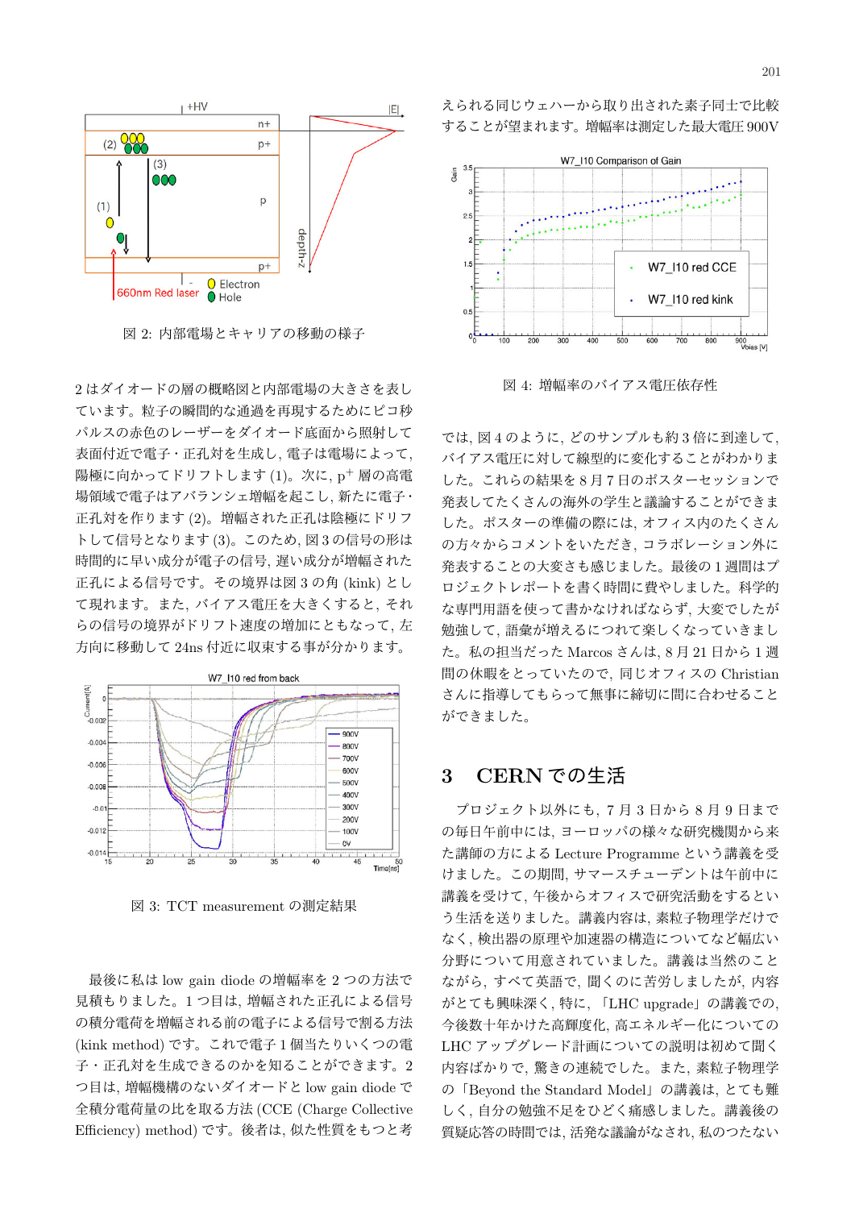図 2: 内部電場とキャリアの移動の様子

2 はダイオードの層の概略図と内部電場の大きさを表しています。粒子の瞬間的な通過を再現するためにピコ秒パルスの赤色のレーザーをダイオード底面から照射して表面付近で電子・正孔対を生成し，電子は電場によって，陽極に向かってドリフトします (1)。次に，$p^+$ 層の高電場領域で電子はアバランシェ増幅を起こし，新たに電子・正孔対を作ります (2)。増幅された正孔は陰極にドリフトして信号となります (3)。このため，図 3 の信号の形は時間的に早い成分が電子の信号，遅い成分が増幅された正孔による信号です。その境界は図 3 の角 (kink) として現れます。また，バイアス電圧を大きくすると，それらの信号の境界がドリフト速度の増加にともなって，左方向に移動して 24ns 付近に収束する事が分かります。

図 3: TCT measurement の測定結果

最後に私は low gain diode の増幅率を 2 つの方法で見積もりました。1 つ目は，増幅された正孔による信号の積分電荷を増幅される前の電子による信号で割る方法 (kink method) です。これで電子 1 個当たりいくつの電子・正孔対を生成できるのかを知ることができます。2 つ目は，増幅機構のないダイオードと low gain diode で全積分電荷量の比を取る方法 (CCE (Charge Collective Efficiency) method) です。後者は，似た性質をもつと考えられる同じウェハーから取り出された素子同士で比較することが望まれます。増幅率は測定した最大電圧 900V では，図 4 のように，どのサンプルも約 3 倍に到達して，バイアス電圧に対して線型的に変化することがわかりました。これらの結果を 8 月 7 日のポスターセッションで発表してたくさんの海外の学生と議論することができました。ポスターの準備の際には，オフィス内のたくさんの方々からコメントをいただき，コラボレーション外に発表することの大変さも感じました。最後の 1 週間はプロジェクトレポートを書く時間に費やしました。科学的な専門用語を使って書かなければならず，大変でしたが勉強して，語彙が増えるにつれて楽しくなっていきました。私の担当だった Marcos さんは，8 月 21 日から 1 週間の休暇をとっていたので，同じオフィスの Christian さんに指導してもらって無事に締切に間に合わせることができました。

図 4: 増幅率のバイアス電圧依存性

## 3 CERN での生活

プロジェクト以外にも，7 月 3 日から 8 月 9 日までの毎日午前中には，ヨーロッパの様々な研究機関から来た講師の方による Lecture Programme という講義を受けました。この期間，サマースチューデントは午前中に講義を受けて，午後からオフィスで研究活動をするという生活を送りました。講義内容は，素粒子物理学だけでなく，検出器の原理や加速器の構造についてなど幅広い分野について用意されていました。講義は当然のことながら，すべて英語で，聞くのに苦労しましたが，内容がとても興味深く，特に，「LHC upgrade」の講義での，今後数十年かけた高輝度化，高エネルギー化についての LHC アップグレード計画についての説明は初めて聞く内容ばかりで，驚きの連続でした。また，素粒子物理学の「Beyond the Standard Model」の講義は，とても難しく，自分の勉強不足をひどく痛感しました。講義後の質疑応答の時間では，活発な議論がなされ，私のつたない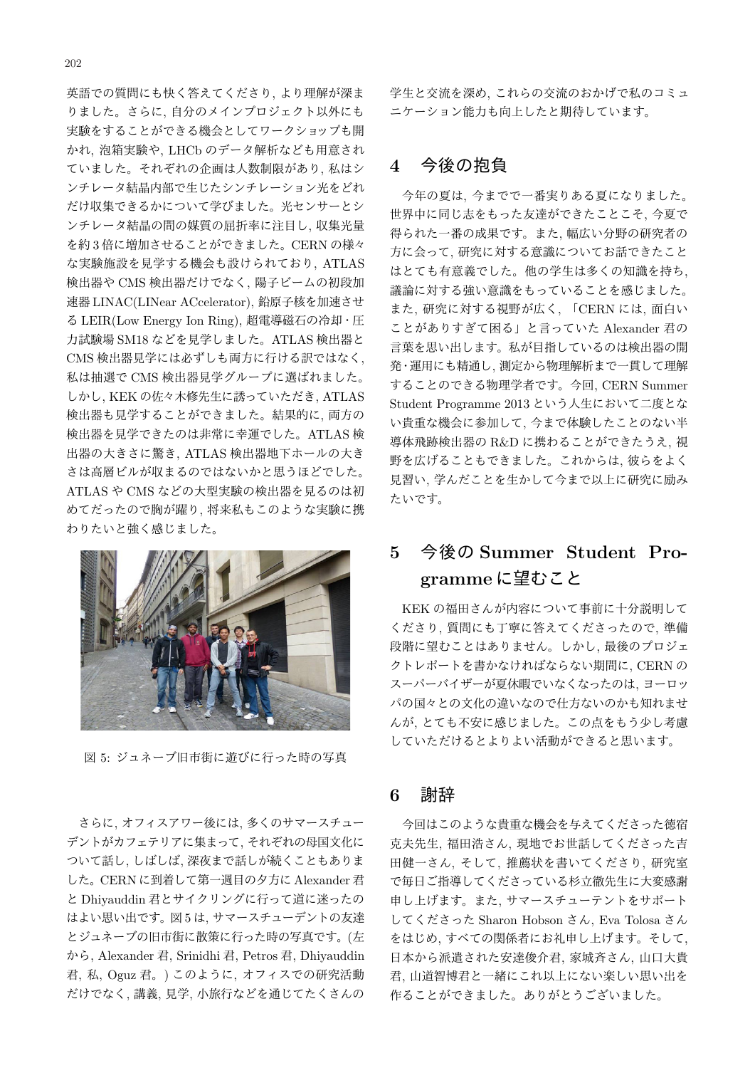英語での質問にも快く答えてくださり, より理解が深まりました。さらに, 自分のメインプロジェクト以外にも実験をすることができる機会としてワークショップも開かれ, 泡箱実験や, LHCb のデータ解析なども用意されていました。それぞれの企画は人数制限があり, 私はシンチレータ結晶内部で生じたシンチレーション光をどれだけ収集できるかについて学びました。光センサーとシンチレータ結晶の間の媒質の屈折率に注目し, 収集光量を約 3 倍に増加させることができました。CERN の様々な実験施設を見学する機会も設けられており, ATLAS 検出器や CMS 検出器だけでなく, 陽子ビームの初段加速器 LINAC(LINear ACcelerator), 鉛原子核を加速させる LEIR(Low Energy Ion Ring), 超電導磁石の冷却・圧力試験場 SM18 などを見学しました。ATLAS 検出器と CMS 検出器見学には必ずしも両方に行ける訳ではなく, 私は抽選で CMS 検出器見学グループに選ばれました。しかし, KEK の佐々木修先生に誘っていただき, ATLAS 検出器も見学することができました。結果的に, 両方の検出器を見学できたのは非常に幸運でした。ATLAS 検出器の大きさに驚き, ATLAS 検出器地下ホールの大きさは高層ビルが収まるのではないかと思うほどでした。ATLAS や CMS などの大型実験の検出器を見るのは初めてだったので胸が躍り, 将来私もこのような実験に携わりたいと強く感じました。

図 5: ジュネーブ旧市街に遊びに行った時の写真

さらに, オフィスアワー後には, 多くのサマースチューデントがカフェテリアに集まって, それぞれの母国文化について話し, しばしば, 深夜まで話しが続くこともありました。CERN に到着して第一週目の夕方に Alexander 君と Dhiyauddin 君とサイクリングに行って道に迷ったのはよい思い出です。図 5 は, サマースチューデントの友達とジュネーブの旧市街に散策に行った時の写真です。(左から, Alexander 君, Srinidhi 君, Petros 君, Dhiyauddin 君, 私, Oguz 君。) このように, オフィスでの研究活動だけでなく, 講義, 見学, 小旅行などを通じてたくさんの学生と交流を深め, これらの交流のおかげで私のコミュニケーション能力も向上したと期待しています。

## 4 今後の抱負

今年の夏は, 今まででー番実りある夏になりました。世界中に同じ志をもった友達ができたことこそ, 今夏で得られた一番の成果です。また, 幅広い分野の研究者の方に会って, 研究に対する意識についてお話できたことはとても有意義でした。他の学生は多くの知識を持ち, 議論に対する強い意識をもっていることを感じました。また, 研究に対する視野が広く, 「CERN には, 面白いことがありすぎて困る」と言っていた Alexander 君の言葉を思い出します。私が目指しているのは検出器の開発・運用にも精通し, 測定から物理解析まで一貫して理解することのできる物理学者です。今回, CERN Summer Student Programme 2013 という人生において二度とない貴重な機会に参加して, 今まで体験したことのない半導体飛跡検出器の R&D に携わることができたうえ, 視野を広げることもできました。これからは, 彼らをよく見習い, 学んだことを生かして今まで以上に研究に励みたいです。

## 5 今後の Summer Student Programme に望むこと

KEK の福田さんが内容について事前に十分説明してくださり, 質問にも丁寧に答えてくださったので, 準備段階に望むことはありません。しかし, 最後のプロジェクトレポートを書かなければならない期間に, CERN のスーパーバイザーが夏休暇でいなくなったのは, ヨーロッパの国々との文化の違いなので仕方ないのかも知れませんが, とても不安に感じました。この点をもう少し考慮していただけるとよりよい活動ができると思います。

## 6 謝辞

今回はこのような貴重な機会を与えてくださった徳宿克夫先生, 福田浩さん, 現地でお世話してくださった吉田健一さん, そして, 推薦状を書いてくださり, 研究室で毎日ご指導してくださっている杉立徹先生に大変感謝申し上げます。また, サマースチューデントをサポートしてくださった Sharon Hobson さん, Eva Tolosa さんをはじめ, すべての関係者にお礼申し上げます。そして, 日本から派遣された安達俊介君, 家城斉さん, 山口大貴君, 山道智博君と一緒にこれ以上にない楽しい思い出を作ることができました。ありがとうございました。